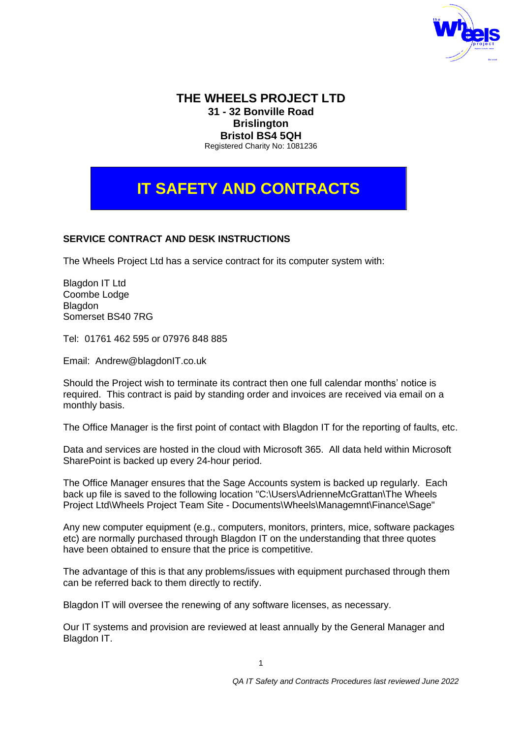# THE WHEELS PROJECT LTD

**31 - 32 Bonville Road**
**Brislington**
**Bristol BS4 5QH**
Registered Charity No: 1081236

# IT SAFETY AND CONTRACTS

## SERVICE CONTRACT AND DESK INSTRUCTIONS

The Wheels Project Ltd has a service contract for its computer system with:

Blagdon IT Ltd
Coombe Lodge
Blagdon
Somerset BS40 7RG

Tel: 01761 462 595 or 07976 848 885

Email: Andrew@blagdonIT.co.uk

Should the Project wish to terminate its contract then one full calendar months' notice is required. This contract is paid by standing order and invoices are received via email on a monthly basis.

The Office Manager is the first point of contact with Blagdon IT for the reporting of faults, etc.

Data and services are hosted in the cloud with Microsoft 365. All data held within Microsoft SharePoint is backed up every 24-hour period.

The Office Manager ensures that the Sage Accounts system is backed up regularly. Each back up file is saved to the following location "C:\Users\AdrienneMcGrattan\The Wheels Project Ltd\Wheels Project Team Site - Documents\Wheels\Managemnt\Finance\Sage"

Any new computer equipment (e.g., computers, monitors, printers, mice, software packages etc) are normally purchased through Blagdon IT on the understanding that three quotes have been obtained to ensure that the price is competitive.

The advantage of this is that any problems/issues with equipment purchased through them can be referred back to them directly to rectify.

Blagdon IT will oversee the renewing of any software licenses, as necessary.

Our IT systems and provision are reviewed at least annually by the General Manager and Blagdon IT.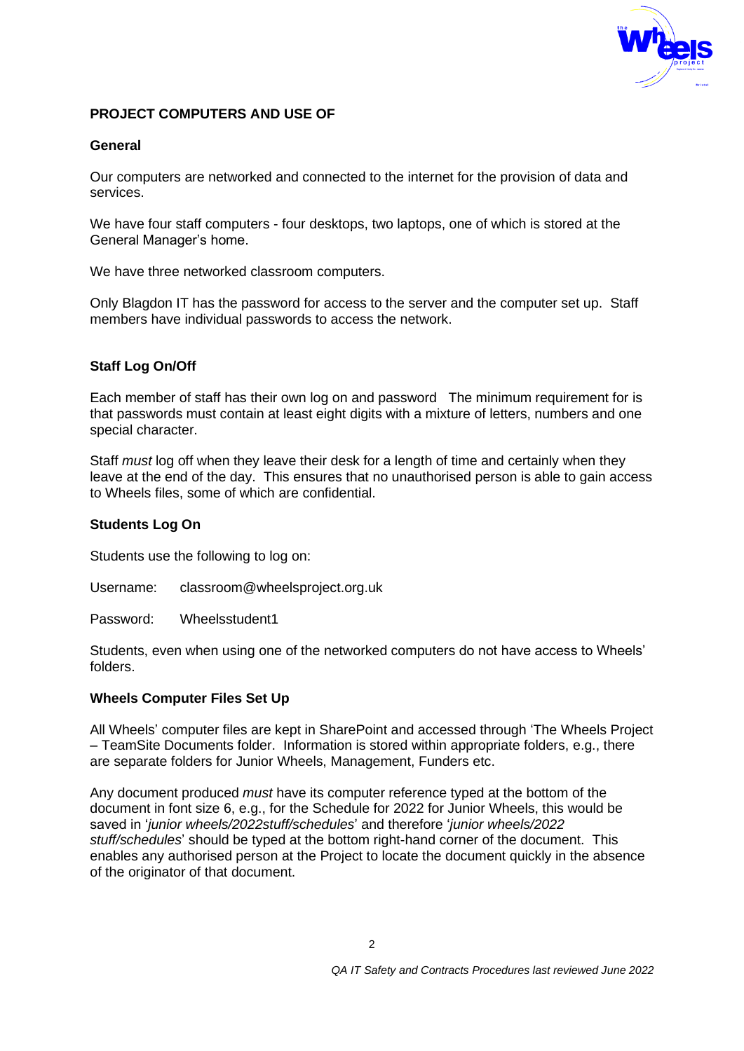## PROJECT COMPUTERS AND USE OF

### General

Our computers are networked and connected to the internet for the provision of data and services.

We have four staff computers - four desktops, two laptops, one of which is stored at the General Manager's home.

We have three networked classroom computers.

Only Blagdon IT has the password for access to the server and the computer set up. Staff members have individual passwords to access the network.

### Staff Log On/Off

Each member of staff has their own log on and password The minimum requirement for is that passwords must contain at least eight digits with a mixture of letters, numbers and one special character.

Staff *must* log off when they leave their desk for a length of time and certainly when they leave at the end of the day. This ensures that no unauthorised person is able to gain access to Wheels files, some of which are confidential.

### Students Log On

Students use the following to log on:

Username: classroom@wheelsproject.org.uk

Password: Wheelsstudent1

Students, even when using one of the networked computers do not have access to Wheels' folders.

### Wheels Computer Files Set Up

All Wheels' computer files are kept in SharePoint and accessed through 'The Wheels Project – TeamSite Documents folder. Information is stored within appropriate folders, e.g., there are separate folders for Junior Wheels, Management, Funders etc.

Any document produced *must* have its computer reference typed at the bottom of the document in font size 6, e.g., for the Schedule for 2022 for Junior Wheels, this would be saved in '*junior wheels/2022stuff/schedules*' and therefore '*junior wheels/2022 stuff/schedules*' should be typed at the bottom right-hand corner of the document. This enables any authorised person at the Project to locate the document quickly in the absence of the originator of that document.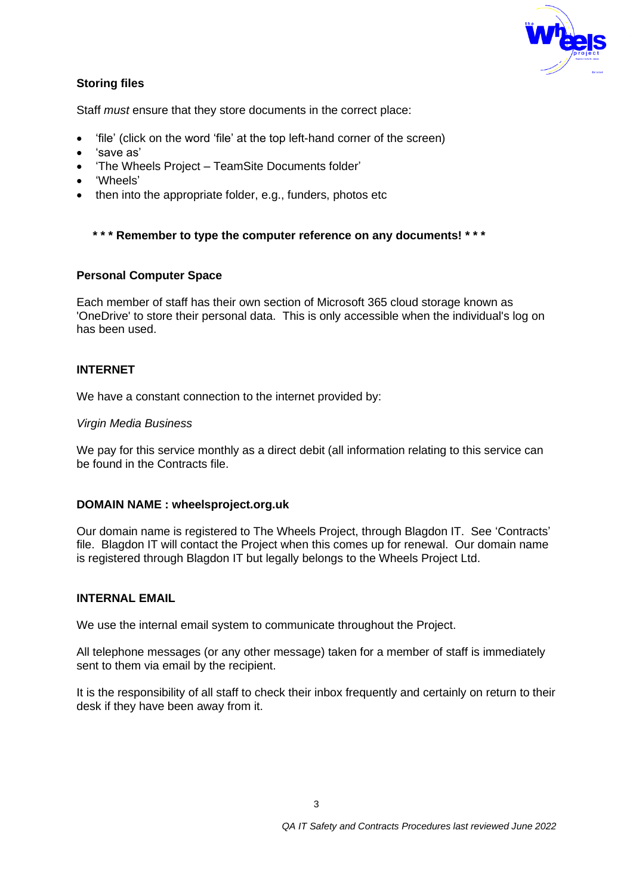### Storing files

Staff *must* ensure that they store documents in the correct place:

- 'file' (click on the word 'file' at the top left-hand corner of the screen)
- 'save as'
- 'The Wheels Project – TeamSite Documents folder'
- 'Wheels'
- then into the appropriate folder, e.g., funders, photos etc

**\* \* \* Remember to type the computer reference on any documents! \* \* \***

### Personal Computer Space

Each member of staff has their own section of Microsoft 365 cloud storage known as 'OneDrive' to store their personal data. This is only accessible when the individual's log on has been used.

### INTERNET

We have a constant connection to the internet provided by:

*Virgin Media Business*

We pay for this service monthly as a direct debit (all information relating to this service can be found in the Contracts file.

### DOMAIN NAME : wheelsproject.org.uk

Our domain name is registered to The Wheels Project, through Blagdon IT. See 'Contracts' file. Blagdon IT will contact the Project when this comes up for renewal. Our domain name is registered through Blagdon IT but legally belongs to the Wheels Project Ltd.

### INTERNAL EMAIL

We use the internal email system to communicate throughout the Project.

All telephone messages (or any other message) taken for a member of staff is immediately sent to them via email by the recipient.

It is the responsibility of all staff to check their inbox frequently and certainly on return to their desk if they have been away from it.